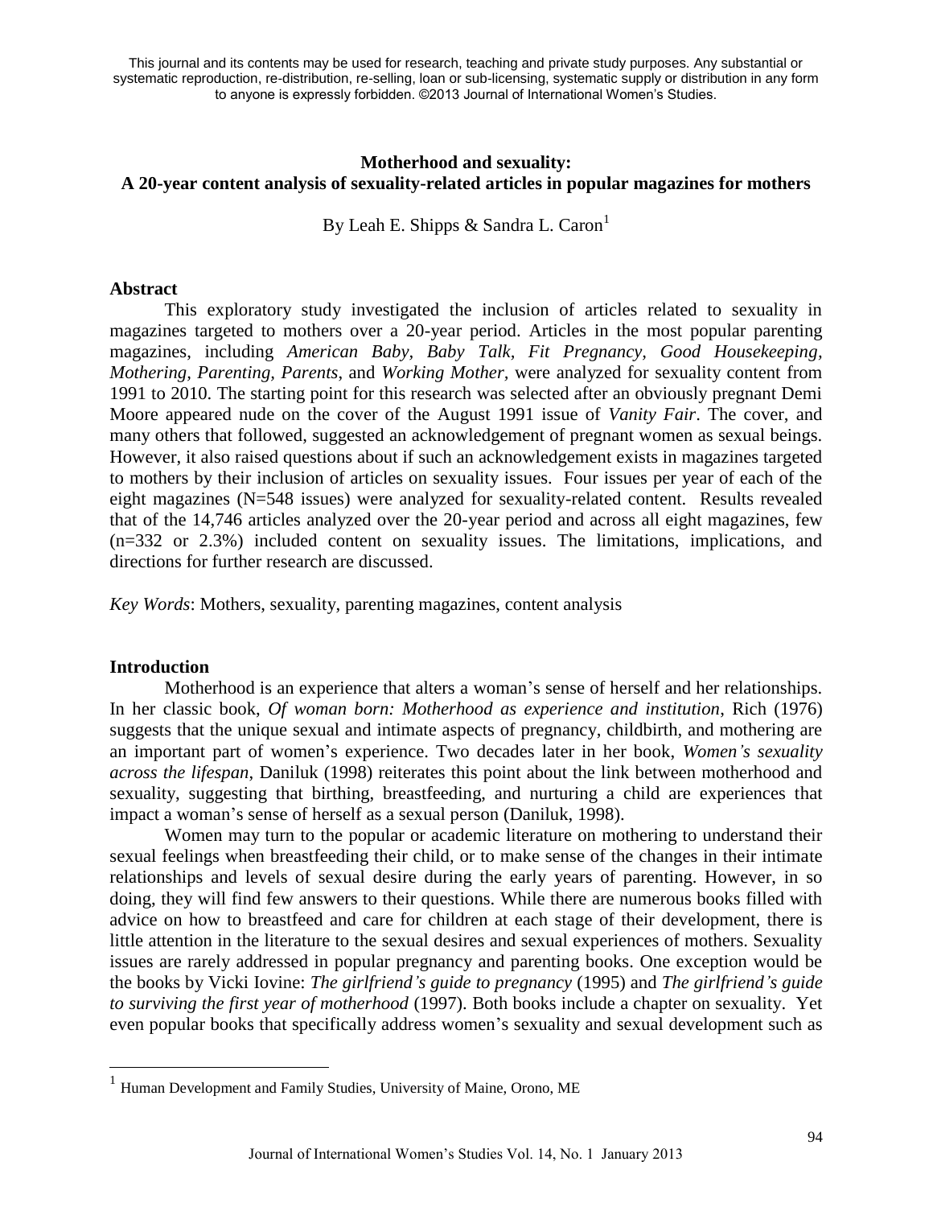This journal and its contents may be used for research, teaching and private study purposes. Any substantial or systematic reproduction, re-distribution, re-selling, loan or sub-licensing, systematic supply or distribution in any form to anyone is expressly forbidden. ©2013 Journal of International Women's Studies.

# Motherhood and sexuality: A 20-year content analysis of sexuality-related articles in popular magazines for mothers

By Leah E. Shipps & Sandra L. Caron[1]

## Abstract

This exploratory study investigated the inclusion of articles related to sexuality in magazines targeted to mothers over a 20-year period. Articles in the most popular parenting magazines, including *American Baby, Baby Talk, Fit Pregnancy, Good Housekeeping, Mothering, Parenting, Parents*, and *Working Mother*, were analyzed for sexuality content from 1991 to 2010. The starting point for this research was selected after an obviously pregnant Demi Moore appeared nude on the cover of the August 1991 issue of *Vanity Fair*. The cover, and many others that followed, suggested an acknowledgement of pregnant women as sexual beings. However, it also raised questions about if such an acknowledgement exists in magazines targeted to mothers by their inclusion of articles on sexuality issues. Four issues per year of each of the eight magazines (N=548 issues) were analyzed for sexuality-related content. Results revealed that of the 14,746 articles analyzed over the 20-year period and across all eight magazines, few (n=332 or 2.3%) included content on sexuality issues. The limitations, implications, and directions for further research are discussed.

*Key Words*: Mothers, sexuality, parenting magazines, content analysis

## Introduction

Motherhood is an experience that alters a woman's sense of herself and her relationships. In her classic book, *Of woman born: Motherhood as experience and institution*, Rich (1976) suggests that the unique sexual and intimate aspects of pregnancy, childbirth, and mothering are an important part of women's experience. Two decades later in her book, *Women's sexuality across the lifespan*, Daniluk (1998) reiterates this point about the link between motherhood and sexuality, suggesting that birthing, breastfeeding, and nurturing a child are experiences that impact a woman's sense of herself as a sexual person (Daniluk, 1998).

Women may turn to the popular or academic literature on mothering to understand their sexual feelings when breastfeeding their child, or to make sense of the changes in their intimate relationships and levels of sexual desire during the early years of parenting. However, in so doing, they will find few answers to their questions. While there are numerous books filled with advice on how to breastfeed and care for children at each stage of their development, there is little attention in the literature to the sexual desires and sexual experiences of mothers. Sexuality issues are rarely addressed in popular pregnancy and parenting books. One exception would be the books by Vicki Iovine: *The girlfriend's guide to pregnancy* (1995) and *The girlfriend's guide to surviving the first year of motherhood* (1997). Both books include a chapter on sexuality. Yet even popular books that specifically address women's sexuality and sexual development such as

[1] Human Development and Family Studies, University of Maine, Orono, ME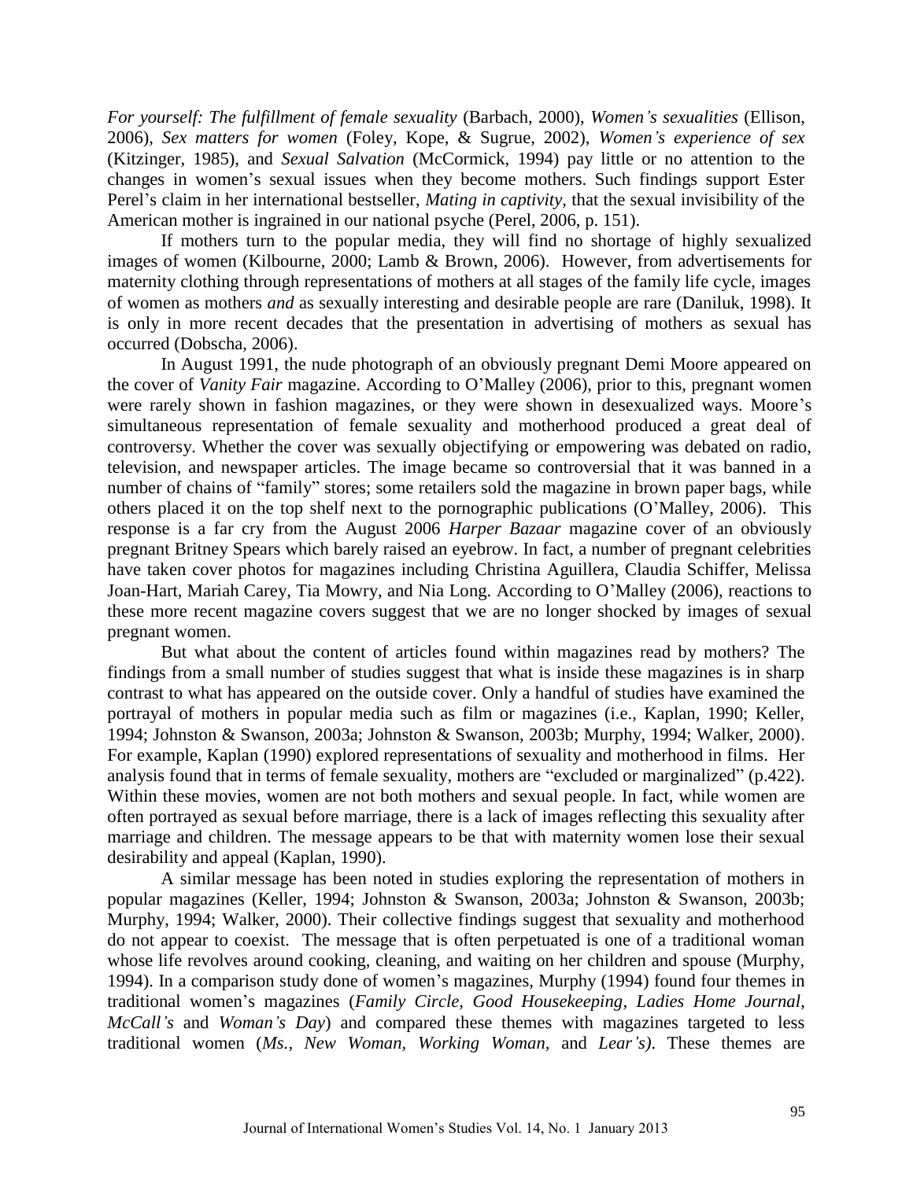*For yourself: The fulfillment of female sexuality* (Barbach, 2000), *Women's sexualities* (Ellison, 2006), *Sex matters for women* (Foley, Kope, & Sugrue, 2002), *Women's experience of sex* (Kitzinger, 1985), and *Sexual Salvation* (McCormick, 1994) pay little or no attention to the changes in women's sexual issues when they become mothers. Such findings support Ester Perel's claim in her international bestseller, *Mating in captivity*, that the sexual invisibility of the American mother is ingrained in our national psyche (Perel, 2006, p. 151).

If mothers turn to the popular media, they will find no shortage of highly sexualized images of women (Kilbourne, 2000; Lamb & Brown, 2006). However, from advertisements for maternity clothing through representations of mothers at all stages of the family life cycle, images of women as mothers *and* as sexually interesting and desirable people are rare (Daniluk, 1998). It is only in more recent decades that the presentation in advertising of mothers as sexual has occurred (Dobscha, 2006).

In August 1991, the nude photograph of an obviously pregnant Demi Moore appeared on the cover of *Vanity Fair* magazine. According to O'Malley (2006), prior to this, pregnant women were rarely shown in fashion magazines, or they were shown in desexualized ways. Moore's simultaneous representation of female sexuality and motherhood produced a great deal of controversy. Whether the cover was sexually objectifying or empowering was debated on radio, television, and newspaper articles. The image became so controversial that it was banned in a number of chains of "family" stores; some retailers sold the magazine in brown paper bags, while others placed it on the top shelf next to the pornographic publications (O'Malley, 2006). This response is a far cry from the August 2006 *Harper Bazaar* magazine cover of an obviously pregnant Britney Spears which barely raised an eyebrow. In fact, a number of pregnant celebrities have taken cover photos for magazines including Christina Aguillera, Claudia Schiffer, Melissa Joan-Hart, Mariah Carey, Tia Mowry, and Nia Long. According to O'Malley (2006), reactions to these more recent magazine covers suggest that we are no longer shocked by images of sexual pregnant women.

But what about the content of articles found within magazines read by mothers? The findings from a small number of studies suggest that what is inside these magazines is in sharp contrast to what has appeared on the outside cover. Only a handful of studies have examined the portrayal of mothers in popular media such as film or magazines (i.e., Kaplan, 1990; Keller, 1994; Johnston & Swanson, 2003a; Johnston & Swanson, 2003b; Murphy, 1994; Walker, 2000). For example, Kaplan (1990) explored representations of sexuality and motherhood in films. Her analysis found that in terms of female sexuality, mothers are "excluded or marginalized" (p.422). Within these movies, women are not both mothers and sexual people. In fact, while women are often portrayed as sexual before marriage, there is a lack of images reflecting this sexuality after marriage and children. The message appears to be that with maternity women lose their sexual desirability and appeal (Kaplan, 1990).

A similar message has been noted in studies exploring the representation of mothers in popular magazines (Keller, 1994; Johnston & Swanson, 2003a; Johnston & Swanson, 2003b; Murphy, 1994; Walker, 2000). Their collective findings suggest that sexuality and motherhood do not appear to coexist. The message that is often perpetuated is one of a traditional woman whose life revolves around cooking, cleaning, and waiting on her children and spouse (Murphy, 1994). In a comparison study done of women's magazines, Murphy (1994) found four themes in traditional women's magazines (*Family Circle*, *Good Housekeeping*, *Ladies Home Journal*, *McCall's* and *Woman's Day*) and compared these themes with magazines targeted to less traditional women (*Ms.*, *New Woman*, *Working Woman*, and *Lear's)*. These themes are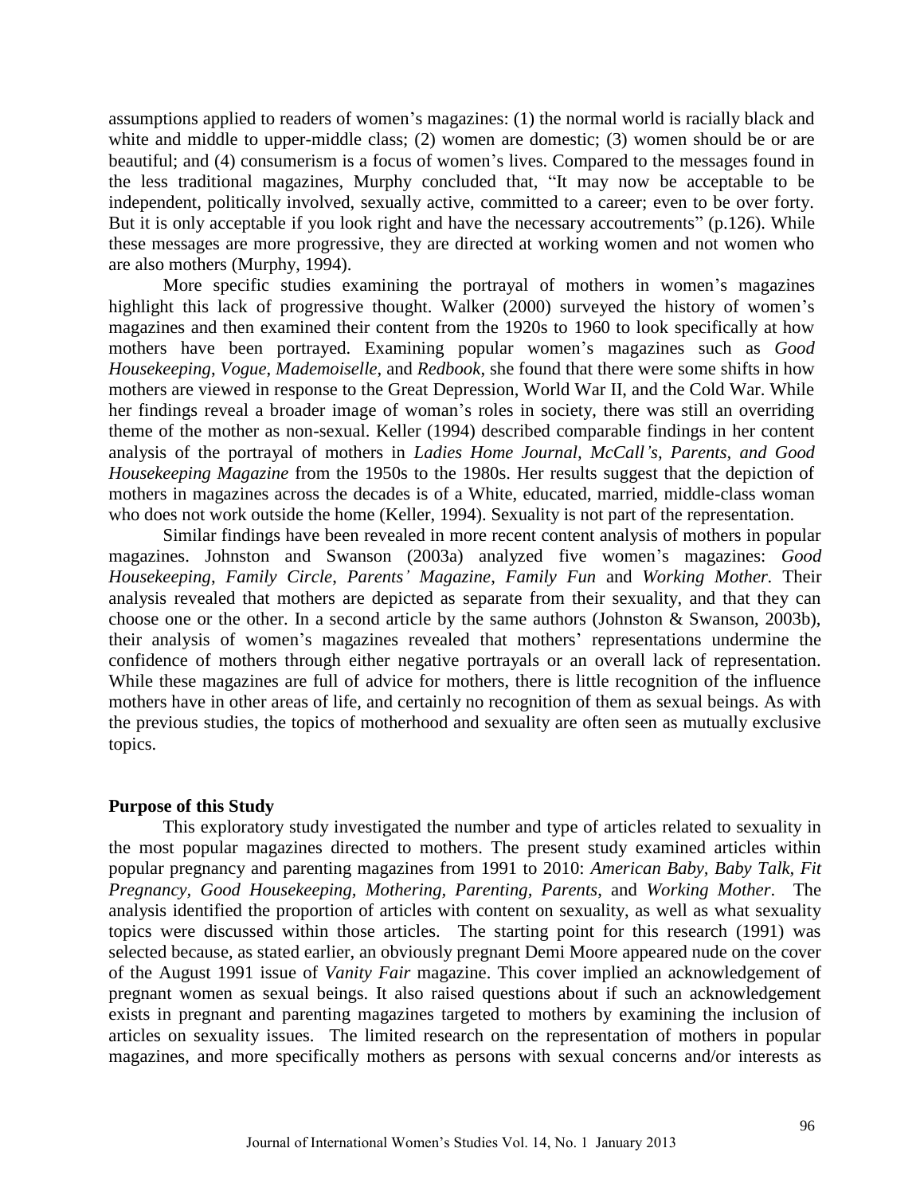assumptions applied to readers of women's magazines: (1) the normal world is racially black and white and middle to upper-middle class; (2) women are domestic; (3) women should be or are beautiful; and (4) consumerism is a focus of women's lives. Compared to the messages found in the less traditional magazines, Murphy concluded that, "It may now be acceptable to be independent, politically involved, sexually active, committed to a career; even to be over forty. But it is only acceptable if you look right and have the necessary accoutrements" (p.126). While these messages are more progressive, they are directed at working women and not women who are also mothers (Murphy, 1994).

More specific studies examining the portrayal of mothers in women's magazines highlight this lack of progressive thought. Walker (2000) surveyed the history of women's magazines and then examined their content from the 1920s to 1960 to look specifically at how mothers have been portrayed. Examining popular women's magazines such as *Good Housekeeping*, *Vogue*, *Mademoiselle*, and *Redbook*, she found that there were some shifts in how mothers are viewed in response to the Great Depression, World War II, and the Cold War. While her findings reveal a broader image of woman's roles in society, there was still an overriding theme of the mother as non-sexual. Keller (1994) described comparable findings in her content analysis of the portrayal of mothers in *Ladies Home Journal*, *McCall's, Parents, and Good Housekeeping Magazine* from the 1950s to the 1980s. Her results suggest that the depiction of mothers in magazines across the decades is of a White, educated, married, middle-class woman who does not work outside the home (Keller, 1994). Sexuality is not part of the representation.

Similar findings have been revealed in more recent content analysis of mothers in popular magazines. Johnston and Swanson (2003a) analyzed five women's magazines: *Good Housekeeping*, *Family Circle*, *Parents' Magazine*, *Family Fun* and *Working Mother*. Their analysis revealed that mothers are depicted as separate from their sexuality, and that they can choose one or the other. In a second article by the same authors (Johnston & Swanson, 2003b), their analysis of women's magazines revealed that mothers' representations undermine the confidence of mothers through either negative portrayals or an overall lack of representation. While these magazines are full of advice for mothers, there is little recognition of the influence mothers have in other areas of life, and certainly no recognition of them as sexual beings. As with the previous studies, the topics of motherhood and sexuality are often seen as mutually exclusive topics.

**Purpose of this Study**

This exploratory study investigated the number and type of articles related to sexuality in the most popular magazines directed to mothers. The present study examined articles within popular pregnancy and parenting magazines from 1991 to 2010: *American Baby*, *Baby Talk*, *Fit Pregnancy*, *Good Housekeeping*, *Mothering*, *Parenting*, *Parents*, and *Working Mother*. The analysis identified the proportion of articles with content on sexuality, as well as what sexuality topics were discussed within those articles. The starting point for this research (1991) was selected because, as stated earlier, an obviously pregnant Demi Moore appeared nude on the cover of the August 1991 issue of *Vanity Fair* magazine. This cover implied an acknowledgement of pregnant women as sexual beings. It also raised questions about if such an acknowledgement exists in pregnant and parenting magazines targeted to mothers by examining the inclusion of articles on sexuality issues. The limited research on the representation of mothers in popular magazines, and more specifically mothers as persons with sexual concerns and/or interests as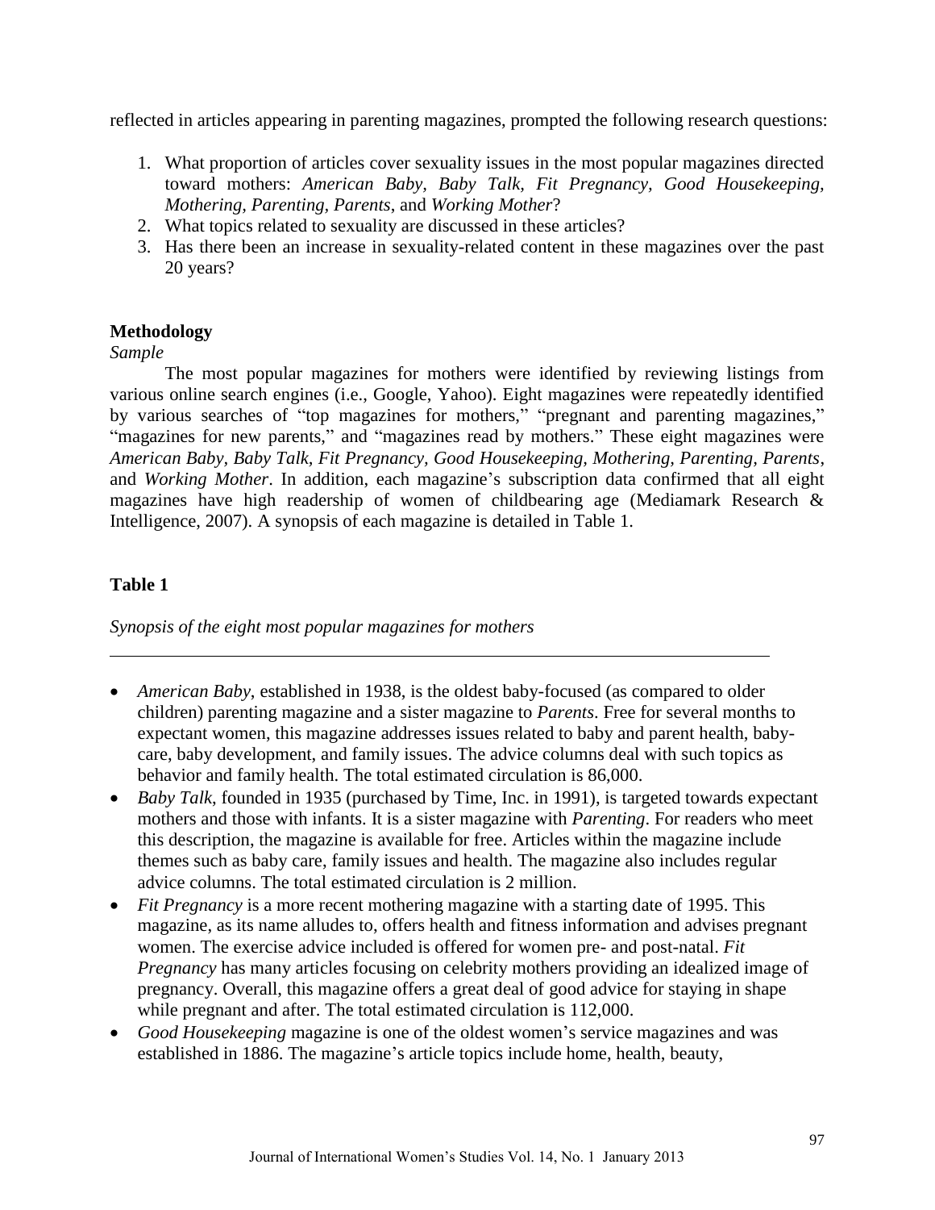reflected in articles appearing in parenting magazines, prompted the following research questions:

1. What proportion of articles cover sexuality issues in the most popular magazines directed toward mothers: *American Baby*, *Baby Talk*, *Fit Pregnancy*, *Good Housekeeping*, *Mothering*, *Parenting*, *Parents*, and *Working Mother*?
2. What topics related to sexuality are discussed in these articles?
3. Has there been an increase in sexuality-related content in these magazines over the past 20 years?

**Methodology**

*Sample*

The most popular magazines for mothers were identified by reviewing listings from various online search engines (i.e., Google, Yahoo). Eight magazines were repeatedly identified by various searches of "top magazines for mothers," "pregnant and parenting magazines," "magazines for new parents," and "magazines read by mothers." These eight magazines were *American Baby*, *Baby Talk*, *Fit Pregnancy*, *Good Housekeeping*, *Mothering*, *Parenting*, *Parents*, and *Working Mother*. In addition, each magazine's subscription data confirmed that all eight magazines have high readership of women of childbearing age (Mediamark Research & Intelligence, 2007). A synopsis of each magazine is detailed in Table 1.

**Table 1**

*Synopsis of the eight most popular magazines for mothers*

- *American Baby*, established in 1938, is the oldest baby-focused (as compared to older children) parenting magazine and a sister magazine to *Parents*. Free for several months to expectant women, this magazine addresses issues related to baby and parent health, baby-care, baby development, and family issues. The advice columns deal with such topics as behavior and family health. The total estimated circulation is 86,000.
- *Baby Talk*, founded in 1935 (purchased by Time, Inc. in 1991), is targeted towards expectant mothers and those with infants. It is a sister magazine with *Parenting*. For readers who meet this description, the magazine is available for free. Articles within the magazine include themes such as baby care, family issues and health. The magazine also includes regular advice columns. The total estimated circulation is 2 million.
- *Fit Pregnancy* is a more recent mothering magazine with a starting date of 1995. This magazine, as its name alludes to, offers health and fitness information and advises pregnant women. The exercise advice included is offered for women pre- and post-natal. *Fit Pregnancy* has many articles focusing on celebrity mothers providing an idealized image of pregnancy. Overall, this magazine offers a great deal of good advice for staying in shape while pregnant and after. The total estimated circulation is 112,000.
- *Good Housekeeping* magazine is one of the oldest women's service magazines and was established in 1886. The magazine's article topics include home, health, beauty,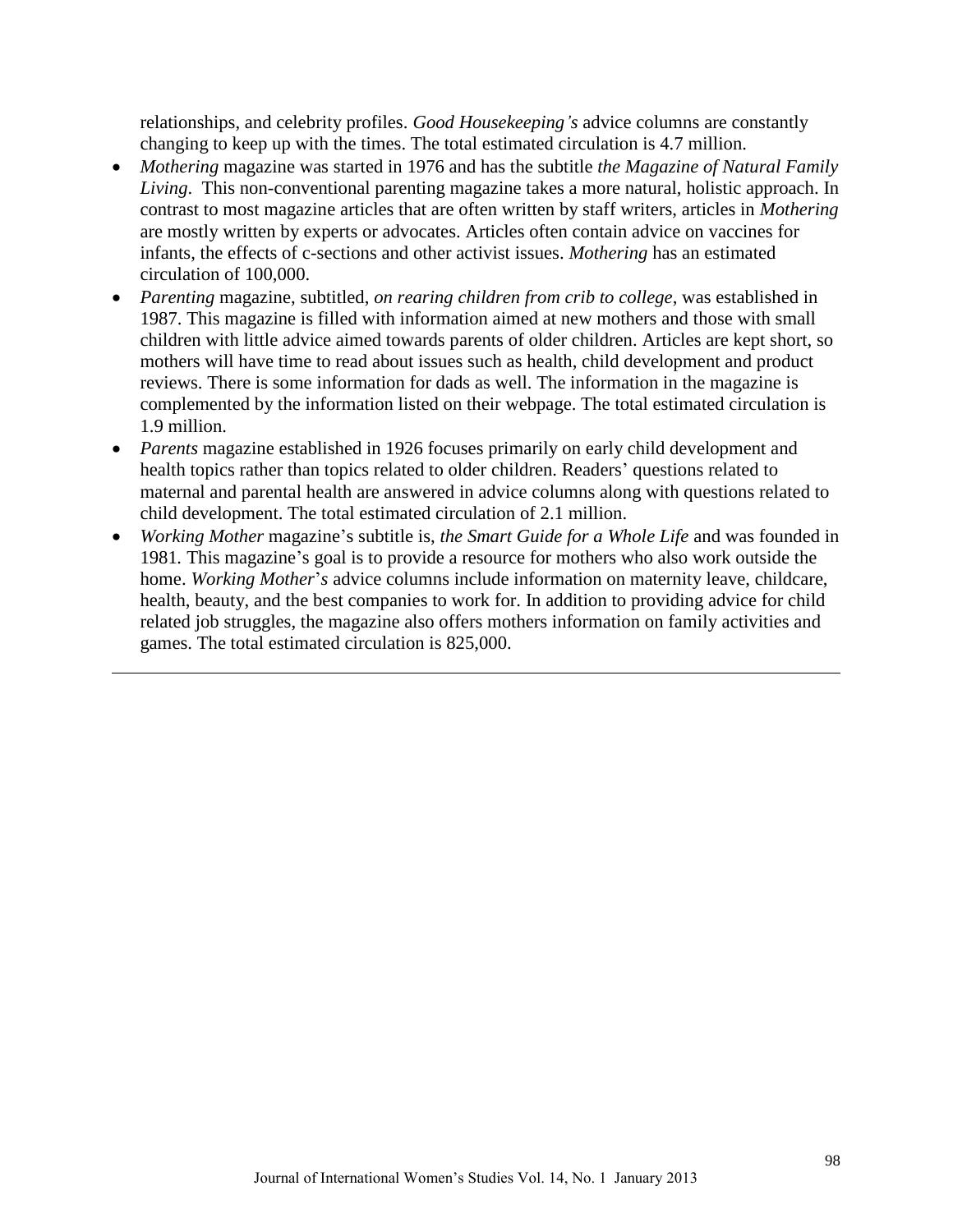relationships, and celebrity profiles. *Good Housekeeping's* advice columns are constantly changing to keep up with the times. The total estimated circulation is 4.7 million.

- *Mothering* magazine was started in 1976 and has the subtitle *the Magazine of Natural Family Living*. This non-conventional parenting magazine takes a more natural, holistic approach. In contrast to most magazine articles that are often written by staff writers, articles in *Mothering* are mostly written by experts or advocates. Articles often contain advice on vaccines for infants, the effects of c-sections and other activist issues. *Mothering* has an estimated circulation of 100,000.
- *Parenting* magazine, subtitled, *on rearing children from crib to college*, was established in 1987. This magazine is filled with information aimed at new mothers and those with small children with little advice aimed towards parents of older children. Articles are kept short, so mothers will have time to read about issues such as health, child development and product reviews. There is some information for dads as well. The information in the magazine is complemented by the information listed on their webpage. The total estimated circulation is 1.9 million.
- *Parents* magazine established in 1926 focuses primarily on early child development and health topics rather than topics related to older children. Readers' questions related to maternal and parental health are answered in advice columns along with questions related to child development. The total estimated circulation of 2.1 million.
- *Working Mother* magazine's subtitle is, *the Smart Guide for a Whole Life* and was founded in 1981. This magazine's goal is to provide a resource for mothers who also work outside the home. *Working Mother's* advice columns include information on maternity leave, childcare, health, beauty, and the best companies to work for. In addition to providing advice for child related job struggles, the magazine also offers mothers information on family activities and games. The total estimated circulation is 825,000.

---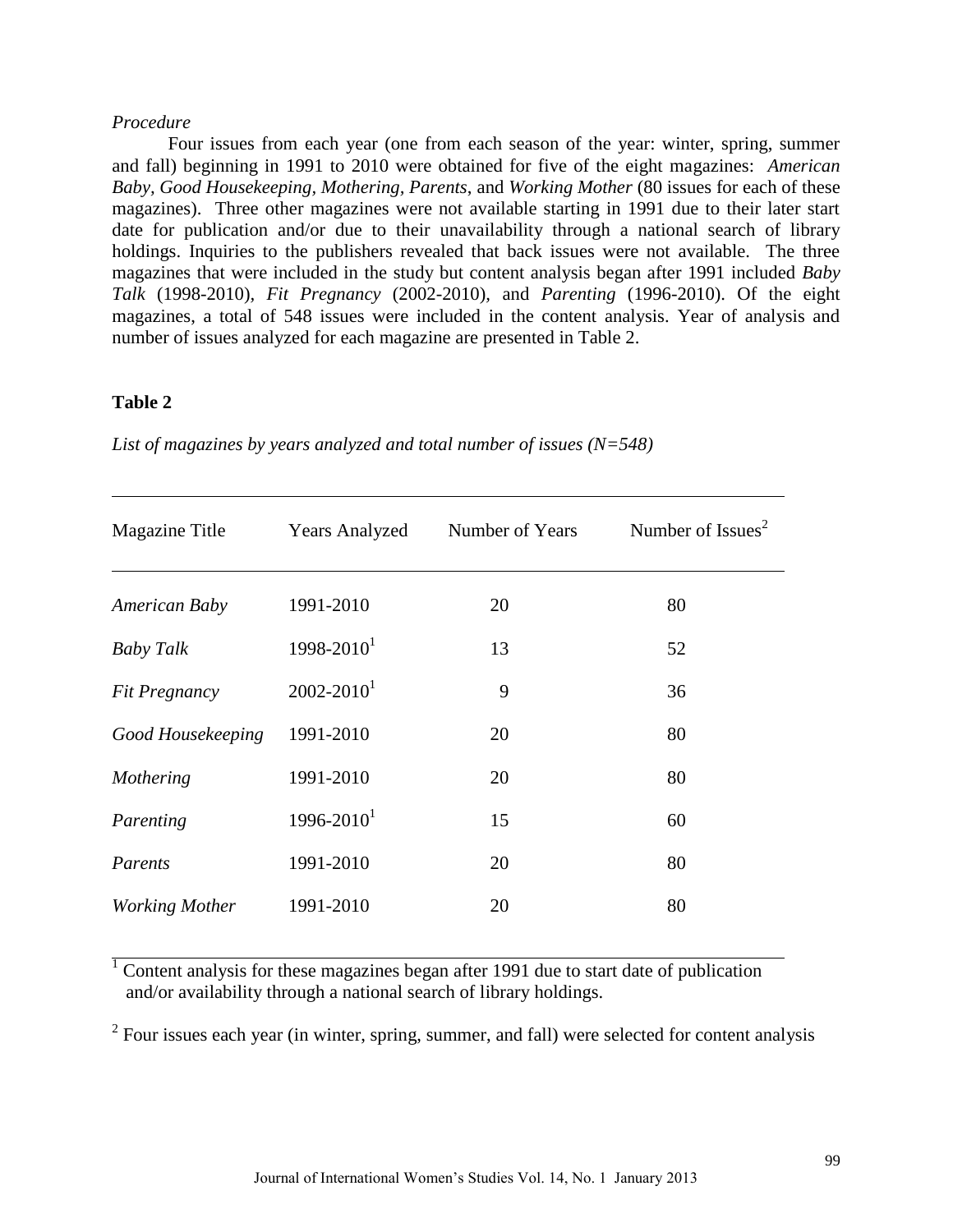*Procedure*

Four issues from each year (one from each season of the year: winter, spring, summer and fall) beginning in 1991 to 2010 were obtained for five of the eight magazines: *American Baby*, *Good Housekeeping*, *Mothering*, *Parents*, and *Working Mother* (80 issues for each of these magazines). Three other magazines were not available starting in 1991 due to their later start date for publication and/or due to their unavailability through a national search of library holdings. Inquiries to the publishers revealed that back issues were not available. The three magazines that were included in the study but content analysis began after 1991 included *Baby Talk* (1998-2010), *Fit Pregnancy* (2002-2010), and *Parenting* (1996-2010). Of the eight magazines, a total of 548 issues were included in the content analysis. Year of analysis and number of issues analyzed for each magazine are presented in Table 2.

**Table 2**

*List of magazines by years analyzed and total number of issues (N=548)*

| Magazine Title | Years Analyzed | Number of Years | Number of Issues[2] |
|---|---|---|---|
| *American Baby* | 1991-2010 | 20 | 80 |
| *Baby Talk* | 1998-2010[1] | 13 | 52 |
| *Fit Pregnancy* | 2002-2010[1] | 9 | 36 |
| *Good Housekeeping* | 1991-2010 | 20 | 80 |
| *Mothering* | 1991-2010 | 20 | 80 |
| *Parenting* | 1996-2010[1] | 15 | 60 |
| *Parents* | 1991-2010 | 20 | 80 |
| *Working Mother* | 1991-2010 | 20 | 80 |

[1] Content analysis for these magazines began after 1991 due to start date of publication and/or availability through a national search of library holdings.

[2] Four issues each year (in winter, spring, summer, and fall) were selected for content analysis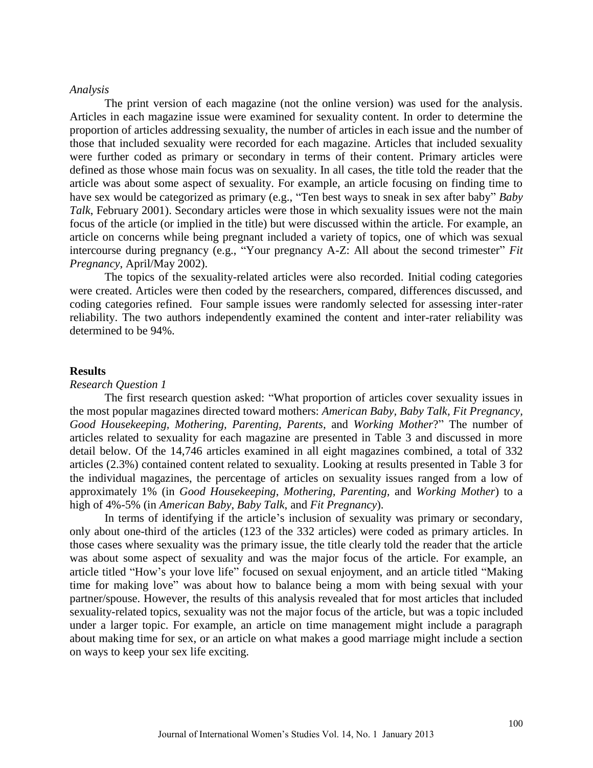*Analysis*

The print version of each magazine (not the online version) was used for the analysis. Articles in each magazine issue were examined for sexuality content. In order to determine the proportion of articles addressing sexuality, the number of articles in each issue and the number of those that included sexuality were recorded for each magazine. Articles that included sexuality were further coded as primary or secondary in terms of their content. Primary articles were defined as those whose main focus was on sexuality. In all cases, the title told the reader that the article was about some aspect of sexuality. For example, an article focusing on finding time to have sex would be categorized as primary (e.g., "Ten best ways to sneak in sex after baby" *Baby Talk*, February 2001). Secondary articles were those in which sexuality issues were not the main focus of the article (or implied in the title) but were discussed within the article. For example, an article on concerns while being pregnant included a variety of topics, one of which was sexual intercourse during pregnancy (e.g., "Your pregnancy A-Z: All about the second trimester" *Fit Pregnancy*, April/May 2002).

The topics of the sexuality-related articles were also recorded. Initial coding categories were created. Articles were then coded by the researchers, compared, differences discussed, and coding categories refined. Four sample issues were randomly selected for assessing inter-rater reliability. The two authors independently examined the content and inter-rater reliability was determined to be 94%.

## Results

*Research Question 1*

The first research question asked: "What proportion of articles cover sexuality issues in the most popular magazines directed toward mothers: *American Baby*, *Baby Talk*, *Fit Pregnancy*, *Good Housekeeping*, *Mothering*, *Parenting*, *Parents*, and *Working Mother*?" The number of articles related to sexuality for each magazine are presented in Table 3 and discussed in more detail below. Of the 14,746 articles examined in all eight magazines combined, a total of 332 articles (2.3%) contained content related to sexuality. Looking at results presented in Table 3 for the individual magazines, the percentage of articles on sexuality issues ranged from a low of approximately 1% (in *Good Housekeeping*, *Mothering*, *Parenting*, and *Working Mother*) to a high of 4%-5% (in *American Baby*, *Baby Talk*, and *Fit Pregnancy*).

In terms of identifying if the article's inclusion of sexuality was primary or secondary, only about one-third of the articles (123 of the 332 articles) were coded as primary articles. In those cases where sexuality was the primary issue, the title clearly told the reader that the article was about some aspect of sexuality and was the major focus of the article. For example, an article titled "How's your love life" focused on sexual enjoyment, and an article titled "Making time for making love" was about how to balance being a mom with being sexual with your partner/spouse. However, the results of this analysis revealed that for most articles that included sexuality-related topics, sexuality was not the major focus of the article, but was a topic included under a larger topic. For example, an article on time management might include a paragraph about making time for sex, or an article on what makes a good marriage might include a section on ways to keep your sex life exciting.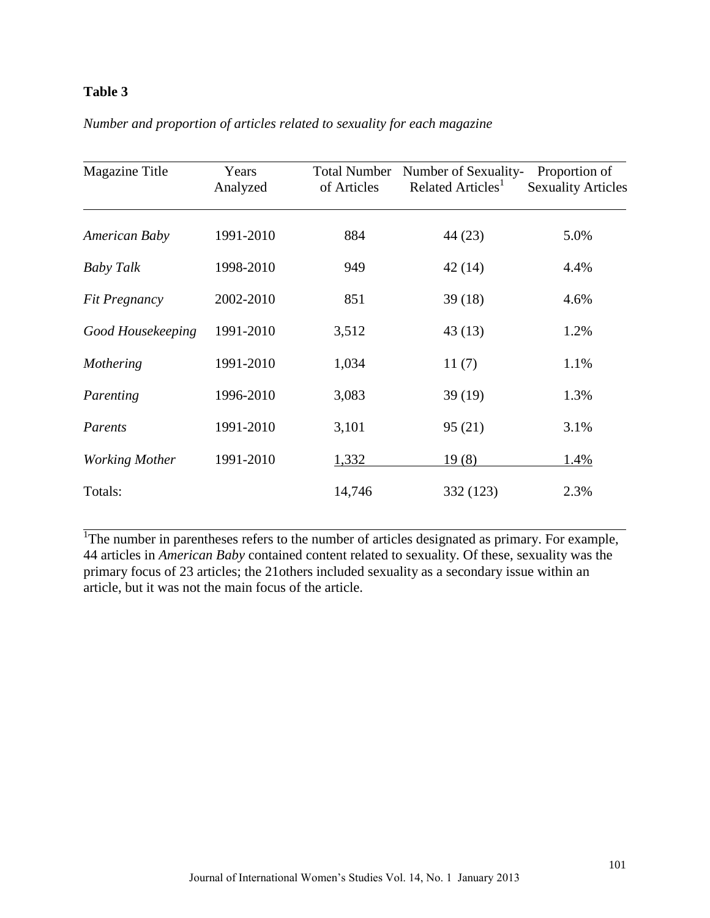**Table 3**

*Number and proportion of articles related to sexuality for each magazine*

| Magazine Title | Years Analyzed | Total Number of Articles | Number of Sexuality-Related Articles[1] | Proportion of Sexuality Articles |
|---|---|---|---|---|
| *American Baby* | 1991-2010 | 884 | 44 (23) | 5.0% |
| *Baby Talk* | 1998-2010 | 949 | 42 (14) | 4.4% |
| *Fit Pregnancy* | 2002-2010 | 851 | 39 (18) | 4.6% |
| *Good Housekeeping* | 1991-2010 | 3,512 | 43 (13) | 1.2% |
| *Mothering* | 1991-2010 | 1,034 | 11 (7) | 1.1% |
| *Parenting* | 1996-2010 | 3,083 | 39 (19) | 1.3% |
| *Parents* | 1991-2010 | 3,101 | 95 (21) | 3.1% |
| *Working Mother* | 1991-2010 | 1,332 | 19 (8) | 1.4% |
| Totals: | | 14,746 | 332 (123) | 2.3% |

[1]The number in parentheses refers to the number of articles designated as primary. For example, 44 articles in *American Baby* contained content related to sexuality. Of these, sexuality was the primary focus of 23 articles; the 21others included sexuality as a secondary issue within an article, but it was not the main focus of the article.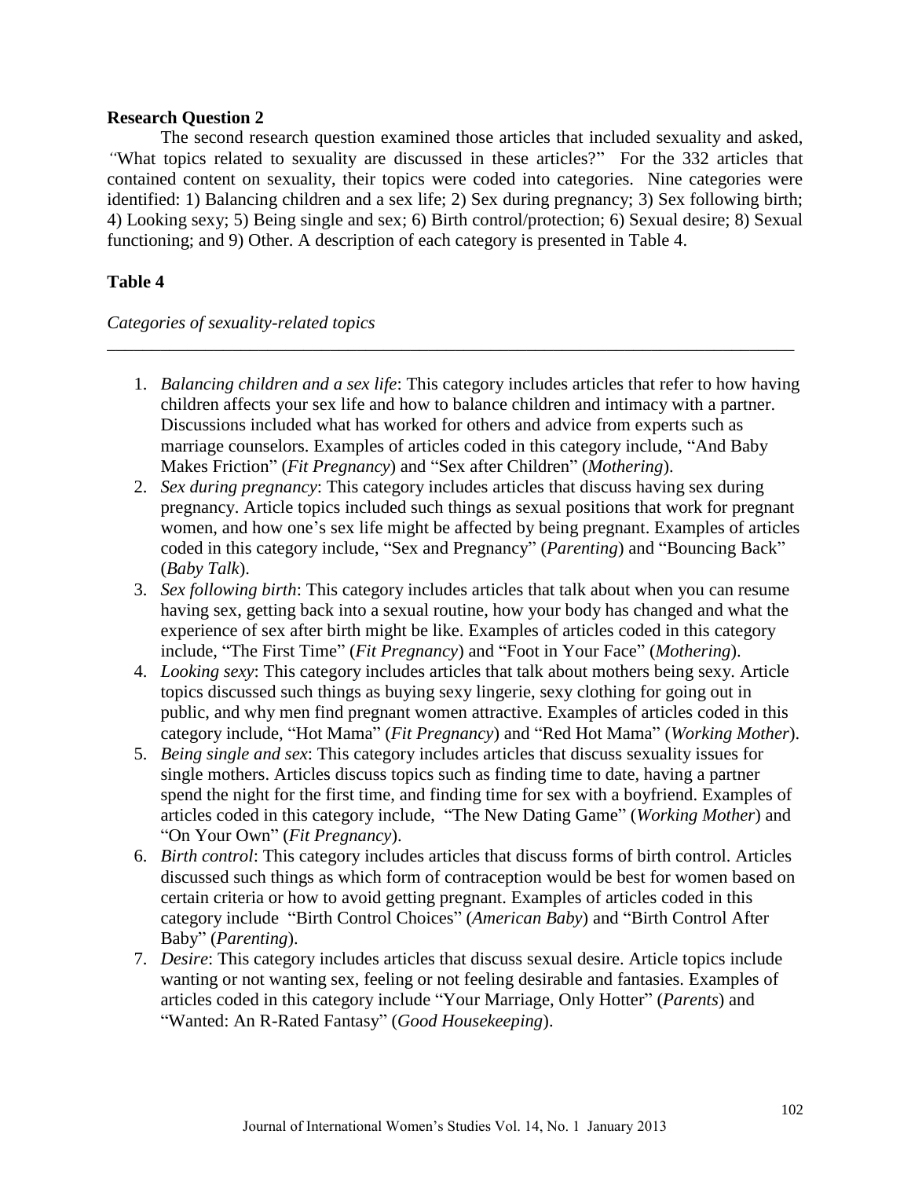**Research Question 2**

The second research question examined those articles that included sexuality and asked, "What topics related to sexuality are discussed in these articles?" For the 332 articles that contained content on sexuality, their topics were coded into categories. Nine categories were identified: 1) Balancing children and a sex life; 2) Sex during pregnancy; 3) Sex following birth; 4) Looking sexy; 5) Being single and sex; 6) Birth control/protection; 6) Sexual desire; 8) Sexual functioning; and 9) Other. A description of each category is presented in Table 4.

**Table 4**

*Categories of sexuality-related topics*

---

1. *Balancing children and a sex life*: This category includes articles that refer to how having children affects your sex life and how to balance children and intimacy with a partner. Discussions included what has worked for others and advice from experts such as marriage counselors. Examples of articles coded in this category include, "And Baby Makes Friction" (*Fit Pregnancy*) and "Sex after Children" (*Mothering*).
2. *Sex during pregnancy*: This category includes articles that discuss having sex during pregnancy. Article topics included such things as sexual positions that work for pregnant women, and how one's sex life might be affected by being pregnant. Examples of articles coded in this category include, "Sex and Pregnancy" (*Parenting*) and "Bouncing Back" (*Baby Talk*).
3. *Sex following birth*: This category includes articles that talk about when you can resume having sex, getting back into a sexual routine, how your body has changed and what the experience of sex after birth might be like. Examples of articles coded in this category include, "The First Time" (*Fit Pregnancy*) and "Foot in Your Face" (*Mothering*).
4. *Looking sexy*: This category includes articles that talk about mothers being sexy. Article topics discussed such things as buying sexy lingerie, sexy clothing for going out in public, and why men find pregnant women attractive. Examples of articles coded in this category include, "Hot Mama" (*Fit Pregnancy*) and "Red Hot Mama" (*Working Mother*).
5. *Being single and sex*: This category includes articles that discuss sexuality issues for single mothers. Articles discuss topics such as finding time to date, having a partner spend the night for the first time, and finding time for sex with a boyfriend. Examples of articles coded in this category include, "The New Dating Game" (*Working Mother*) and "On Your Own" (*Fit Pregnancy*).
6. *Birth control*: This category includes articles that discuss forms of birth control. Articles discussed such things as which form of contraception would be best for women based on certain criteria or how to avoid getting pregnant. Examples of articles coded in this category include "Birth Control Choices" (*American Baby*) and "Birth Control After Baby" (*Parenting*).
7. *Desire*: This category includes articles that discuss sexual desire. Article topics include wanting or not wanting sex, feeling or not feeling desirable and fantasies. Examples of articles coded in this category include "Your Marriage, Only Hotter" (*Parents*) and "Wanted: An R-Rated Fantasy" (*Good Housekeeping*).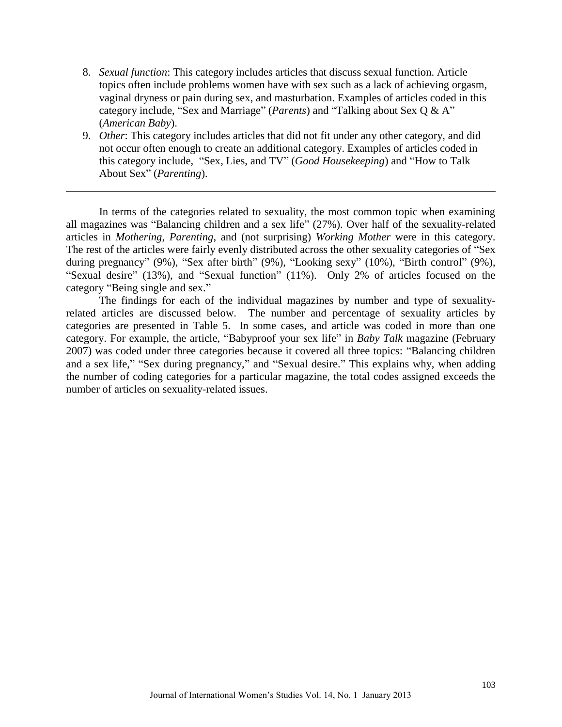8. *Sexual function*: This category includes articles that discuss sexual function. Article topics often include problems women have with sex such as a lack of achieving orgasm, vaginal dryness or pain during sex, and masturbation. Examples of articles coded in this category include, "Sex and Marriage" (*Parents*) and "Talking about Sex Q & A" (*American Baby*).
9. *Other*: This category includes articles that did not fit under any other category, and did not occur often enough to create an additional category. Examples of articles coded in this category include, "Sex, Lies, and TV" (*Good Housekeeping*) and "How to Talk About Sex" (*Parenting*).

---

In terms of the categories related to sexuality, the most common topic when examining all magazines was "Balancing children and a sex life" (27%). Over half of the sexuality-related articles in *Mothering*, *Parenting*, and (not surprising) *Working Mother* were in this category. The rest of the articles were fairly evenly distributed across the other sexuality categories of "Sex during pregnancy" (9%), "Sex after birth" (9%), "Looking sexy" (10%), "Birth control" (9%), "Sexual desire" (13%), and "Sexual function" (11%). Only 2% of articles focused on the category "Being single and sex."

The findings for each of the individual magazines by number and type of sexuality-related articles are discussed below. The number and percentage of sexuality articles by categories are presented in Table 5. In some cases, and article was coded in more than one category. For example, the article, "Babyproof your sex life" in *Baby Talk* magazine (February 2007) was coded under three categories because it covered all three topics: "Balancing children and a sex life," "Sex during pregnancy," and "Sexual desire." This explains why, when adding the number of coding categories for a particular magazine, the total codes assigned exceeds the number of articles on sexuality-related issues.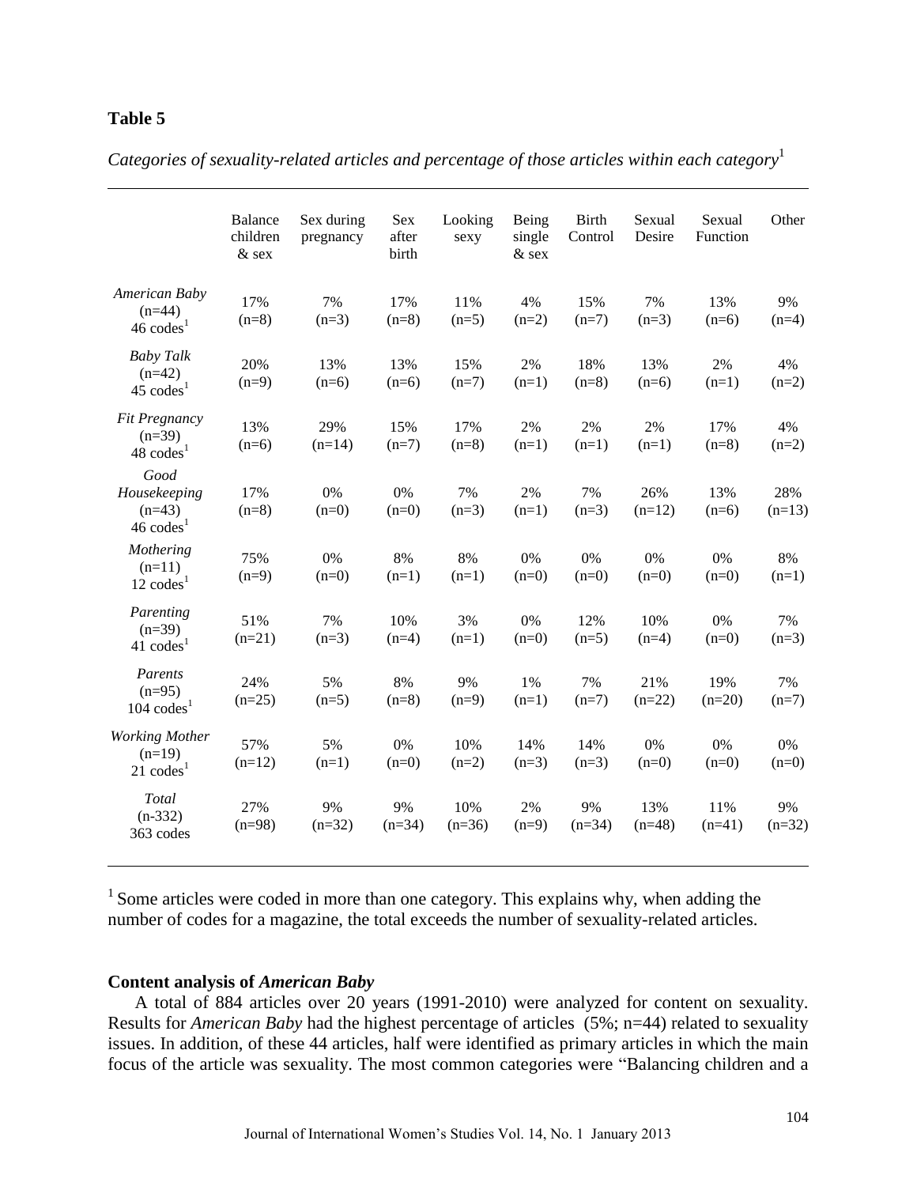**Table 5**

*Categories of sexuality-related articles and percentage of those articles within each category*[1]

| | Balance children & sex | Sex during pregnancy | Sex after birth | Looking sexy | Being single & sex | Birth Control | Sexual Desire | Sexual Function | Other |
|---|---|---|---|---|---|---|---|---|---|
| *American Baby* (n=44) 46 codes[1] | 17% (n=8) | 7% (n=3) | 17% (n=8) | 11% (n=5) | 4% (n=2) | 15% (n=7) | 7% (n=3) | 13% (n=6) | 9% (n=4) |
| *Baby Talk* (n=42) 45 codes[1] | 20% (n=9) | 13% (n=6) | 13% (n=6) | 15% (n=7) | 2% (n=1) | 18% (n=8) | 13% (n=6) | 2% (n=1) | 4% (n=2) |
| *Fit Pregnancy* (n=39) 48 codes[1] | 13% (n=6) | 29% (n=14) | 15% (n=7) | 17% (n=8) | 2% (n=1) | 2% (n=1) | 2% (n=1) | 17% (n=8) | 4% (n=2) |
| *Good Housekeeping* (n=43) 46 codes[1] | 17% (n=8) | 0% (n=0) | 0% (n=0) | 7% (n=3) | 2% (n=1) | 7% (n=3) | 26% (n=12) | 13% (n=6) | 28% (n=13) |
| *Mothering* (n=11) 12 codes[1] | 75% (n=9) | 0% (n=0) | 8% (n=1) | 8% (n=1) | 0% (n=0) | 0% (n=0) | 0% (n=0) | 0% (n=0) | 8% (n=1) |
| *Parenting* (n=39) 41 codes[1] | 51% (n=21) | 7% (n=3) | 10% (n=4) | 3% (n=1) | 0% (n=0) | 12% (n=5) | 10% (n=4) | 0% (n=0) | 7% (n=3) |
| *Parents* (n=95) 104 codes[1] | 24% (n=25) | 5% (n=5) | 8% (n=8) | 9% (n=9) | 1% (n=1) | 7% (n=7) | 21% (n=22) | 19% (n=20) | 7% (n=7) |
| *Working Mother* (n=19) 21 codes[1] | 57% (n=12) | 5% (n=1) | 0% (n=0) | 10% (n=2) | 14% (n=3) | 14% (n=3) | 0% (n=0) | 0% (n=0) | 0% (n=0) |
| *Total* (n-332) 363 codes | 27% (n=98) | 9% (n=32) | 9% (n=34) | 10% (n=36) | 2% (n=9) | 9% (n=34) | 13% (n=48) | 11% (n=41) | 9% (n=32) |

[1] Some articles were coded in more than one category. This explains why, when adding the number of codes for a magazine, the total exceeds the number of sexuality-related articles.

**Content analysis of *American Baby***

A total of 884 articles over 20 years (1991-2010) were analyzed for content on sexuality. Results for *American Baby* had the highest percentage of articles (5%; n=44) related to sexuality issues. In addition, of these 44 articles, half were identified as primary articles in which the main focus of the article was sexuality. The most common categories were "Balancing children and a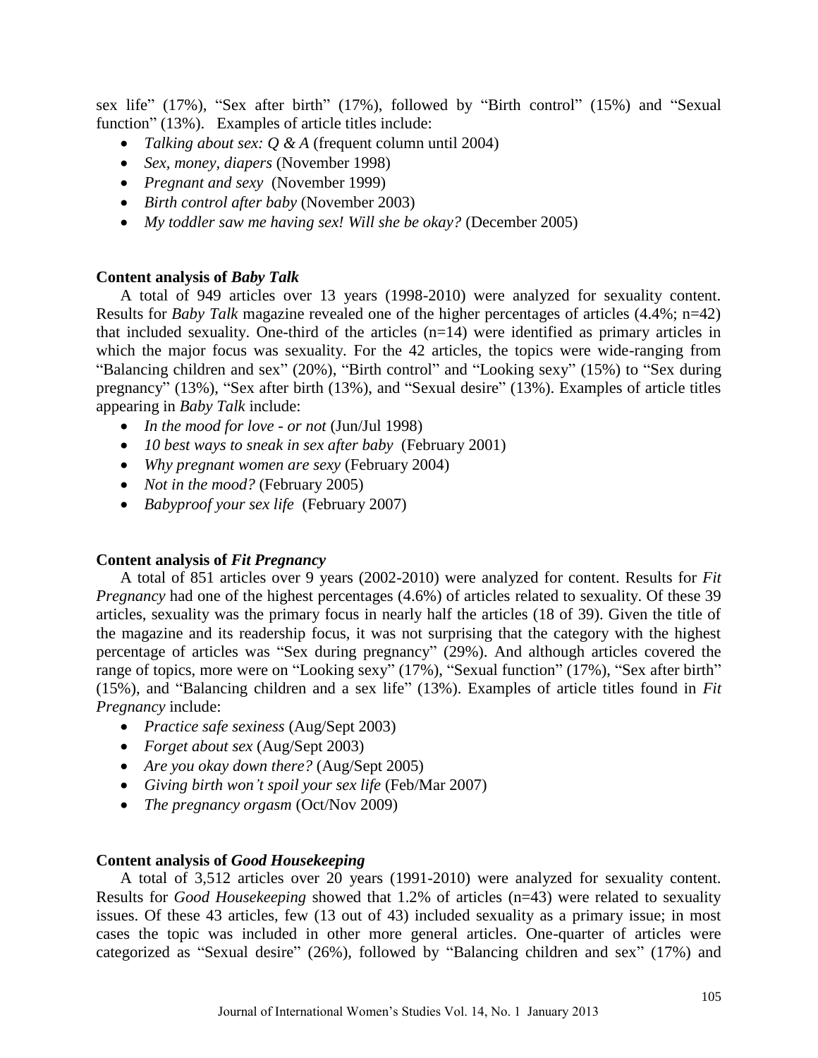sex life" (17%), "Sex after birth" (17%), followed by "Birth control" (15%) and "Sexual function" (13%). Examples of article titles include:

- *Talking about sex: Q & A* (frequent column until 2004)
- *Sex, money, diapers* (November 1998)
- *Pregnant and sexy* (November 1999)
- *Birth control after baby* (November 2003)
- *My toddler saw me having sex! Will she be okay?* (December 2005)

**Content analysis of *Baby Talk***

A total of 949 articles over 13 years (1998-2010) were analyzed for sexuality content. Results for *Baby Talk* magazine revealed one of the higher percentages of articles (4.4%; n=42) that included sexuality. One-third of the articles (n=14) were identified as primary articles in which the major focus was sexuality. For the 42 articles, the topics were wide-ranging from "Balancing children and sex" (20%), "Birth control" and "Looking sexy" (15%) to "Sex during pregnancy" (13%), "Sex after birth (13%), and "Sexual desire" (13%). Examples of article titles appearing in *Baby Talk* include:

- *In the mood for love - or not* (Jun/Jul 1998)
- *10 best ways to sneak in sex after baby* (February 2001)
- *Why pregnant women are sexy* (February 2004)
- *Not in the mood?* (February 2005)
- *Babyproof your sex life* (February 2007)

**Content analysis of *Fit Pregnancy***

A total of 851 articles over 9 years (2002-2010) were analyzed for content. Results for *Fit Pregnancy* had one of the highest percentages (4.6%) of articles related to sexuality. Of these 39 articles, sexuality was the primary focus in nearly half the articles (18 of 39). Given the title of the magazine and its readership focus, it was not surprising that the category with the highest percentage of articles was "Sex during pregnancy" (29%). And although articles covered the range of topics, more were on "Looking sexy" (17%), "Sexual function" (17%), "Sex after birth" (15%), and "Balancing children and a sex life" (13%). Examples of article titles found in *Fit Pregnancy* include:

- *Practice safe sexiness* (Aug/Sept 2003)
- *Forget about sex* (Aug/Sept 2003)
- *Are you okay down there?* (Aug/Sept 2005)
- *Giving birth won't spoil your sex life* (Feb/Mar 2007)
- *The pregnancy orgasm* (Oct/Nov 2009)

**Content analysis of *Good Housekeeping***

A total of 3,512 articles over 20 years (1991-2010) were analyzed for sexuality content. Results for *Good Housekeeping* showed that 1.2% of articles (n=43) were related to sexuality issues. Of these 43 articles, few (13 out of 43) included sexuality as a primary issue; in most cases the topic was included in other more general articles. One-quarter of articles were categorized as "Sexual desire" (26%), followed by "Balancing children and sex" (17%) and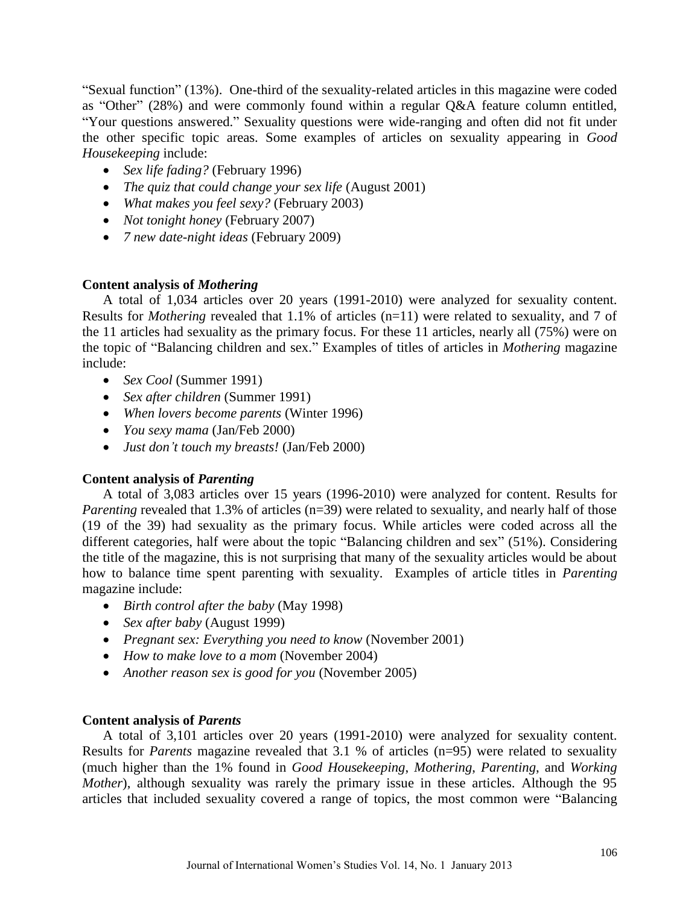"Sexual function" (13%). One-third of the sexuality-related articles in this magazine were coded as "Other" (28%) and were commonly found within a regular Q&A feature column entitled, "Your questions answered." Sexuality questions were wide-ranging and often did not fit under the other specific topic areas. Some examples of articles on sexuality appearing in *Good Housekeeping* include:

- *Sex life fading?* (February 1996)
- *The quiz that could change your sex life* (August 2001)
- *What makes you feel sexy?* (February 2003)
- *Not tonight honey* (February 2007)
- *7 new date-night ideas* (February 2009)

### Content analysis of *Mothering*

A total of 1,034 articles over 20 years (1991-2010) were analyzed for sexuality content. Results for *Mothering* revealed that 1.1% of articles (n=11) were related to sexuality, and 7 of the 11 articles had sexuality as the primary focus. For these 11 articles, nearly all (75%) were on the topic of "Balancing children and sex." Examples of titles of articles in *Mothering* magazine include:

- *Sex Cool* (Summer 1991)
- *Sex after children* (Summer 1991)
- *When lovers become parents* (Winter 1996)
- *You sexy mama* (Jan/Feb 2000)
- *Just don't touch my breasts!* (Jan/Feb 2000)

### Content analysis of *Parenting*

A total of 3,083 articles over 15 years (1996-2010) were analyzed for content. Results for *Parenting* revealed that 1.3% of articles (n=39) were related to sexuality, and nearly half of those (19 of the 39) had sexuality as the primary focus. While articles were coded across all the different categories, half were about the topic "Balancing children and sex" (51%). Considering the title of the magazine, this is not surprising that many of the sexuality articles would be about how to balance time spent parenting with sexuality. Examples of article titles in *Parenting* magazine include:

- *Birth control after the baby* (May 1998)
- *Sex after baby* (August 1999)
- *Pregnant sex: Everything you need to know* (November 2001)
- *How to make love to a mom* (November 2004)
- *Another reason sex is good for you* (November 2005)

### Content analysis of *Parents*

A total of 3,101 articles over 20 years (1991-2010) were analyzed for sexuality content. Results for *Parents* magazine revealed that 3.1 % of articles (n=95) were related to sexuality (much higher than the 1% found in *Good Housekeeping*, *Mothering*, *Parenting*, and *Working Mother*), although sexuality was rarely the primary issue in these articles. Although the 95 articles that included sexuality covered a range of topics, the most common were "Balancing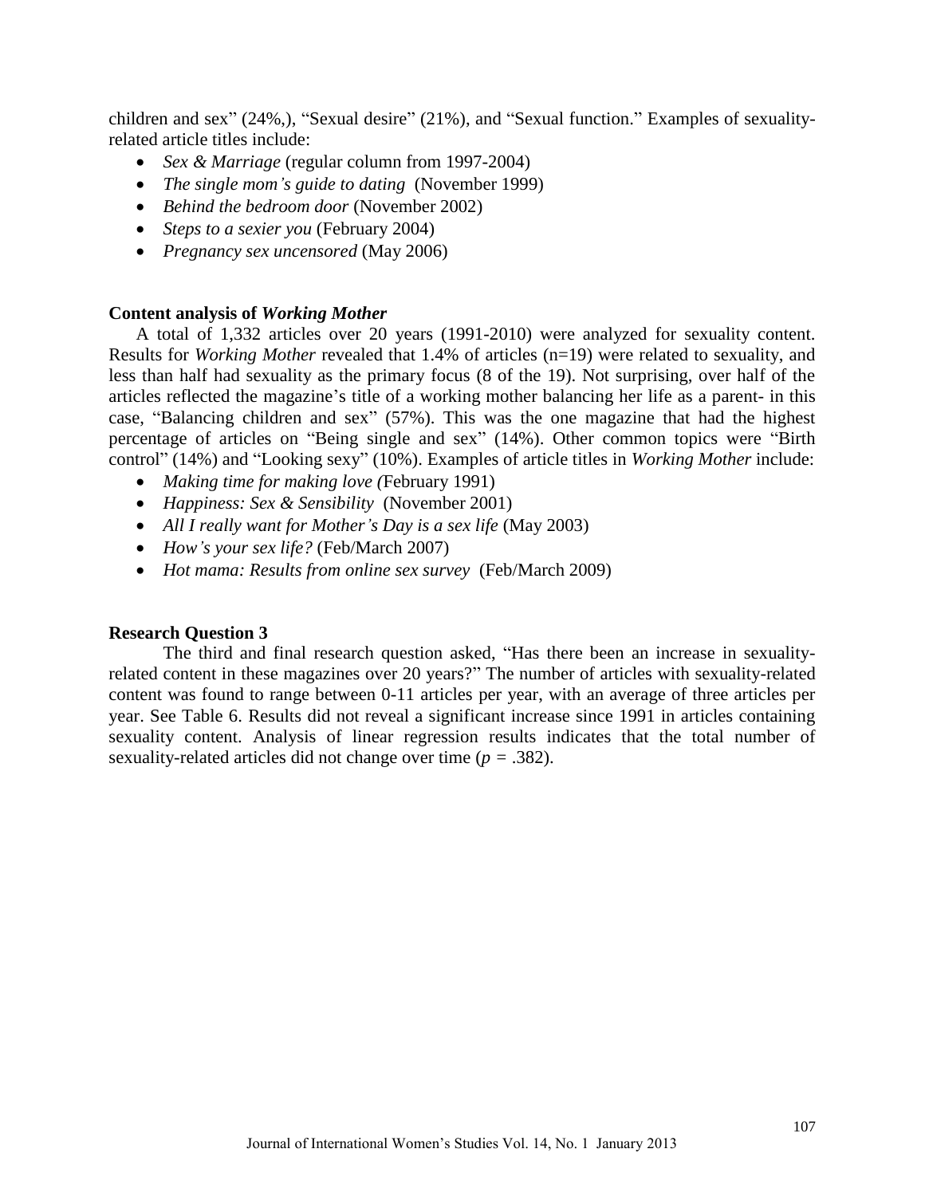children and sex" (24%,), "Sexual desire" (21%), and "Sexual function." Examples of sexuality-related article titles include:

- *Sex & Marriage* (regular column from 1997-2004)
- *The single mom's guide to dating* (November 1999)
- *Behind the bedroom door* (November 2002)
- *Steps to a sexier you* (February 2004)
- *Pregnancy sex uncensored* (May 2006)

### Content analysis of *Working Mother*

A total of 1,332 articles over 20 years (1991-2010) were analyzed for sexuality content. Results for *Working Mother* revealed that 1.4% of articles (n=19) were related to sexuality, and less than half had sexuality as the primary focus (8 of the 19). Not surprising, over half of the articles reflected the magazine's title of a working mother balancing her life as a parent- in this case, "Balancing children and sex" (57%). This was the one magazine that had the highest percentage of articles on "Being single and sex" (14%). Other common topics were "Birth control" (14%) and "Looking sexy" (10%). Examples of article titles in *Working Mother* include:

- *Making time for making love (*February 1991)
- *Happiness: Sex & Sensibility* (November 2001)
- *All I really want for Mother's Day is a sex life* (May 2003)
- *How's your sex life?* (Feb/March 2007)
- *Hot mama: Results from online sex survey* (Feb/March 2009)

### Research Question 3

The third and final research question asked, "Has there been an increase in sexuality-related content in these magazines over 20 years?" The number of articles with sexuality-related content was found to range between 0-11 articles per year, with an average of three articles per year. See Table 6. Results did not reveal a significant increase since 1991 in articles containing sexuality content. Analysis of linear regression results indicates that the total number of sexuality-related articles did not change over time ($p$ = .382).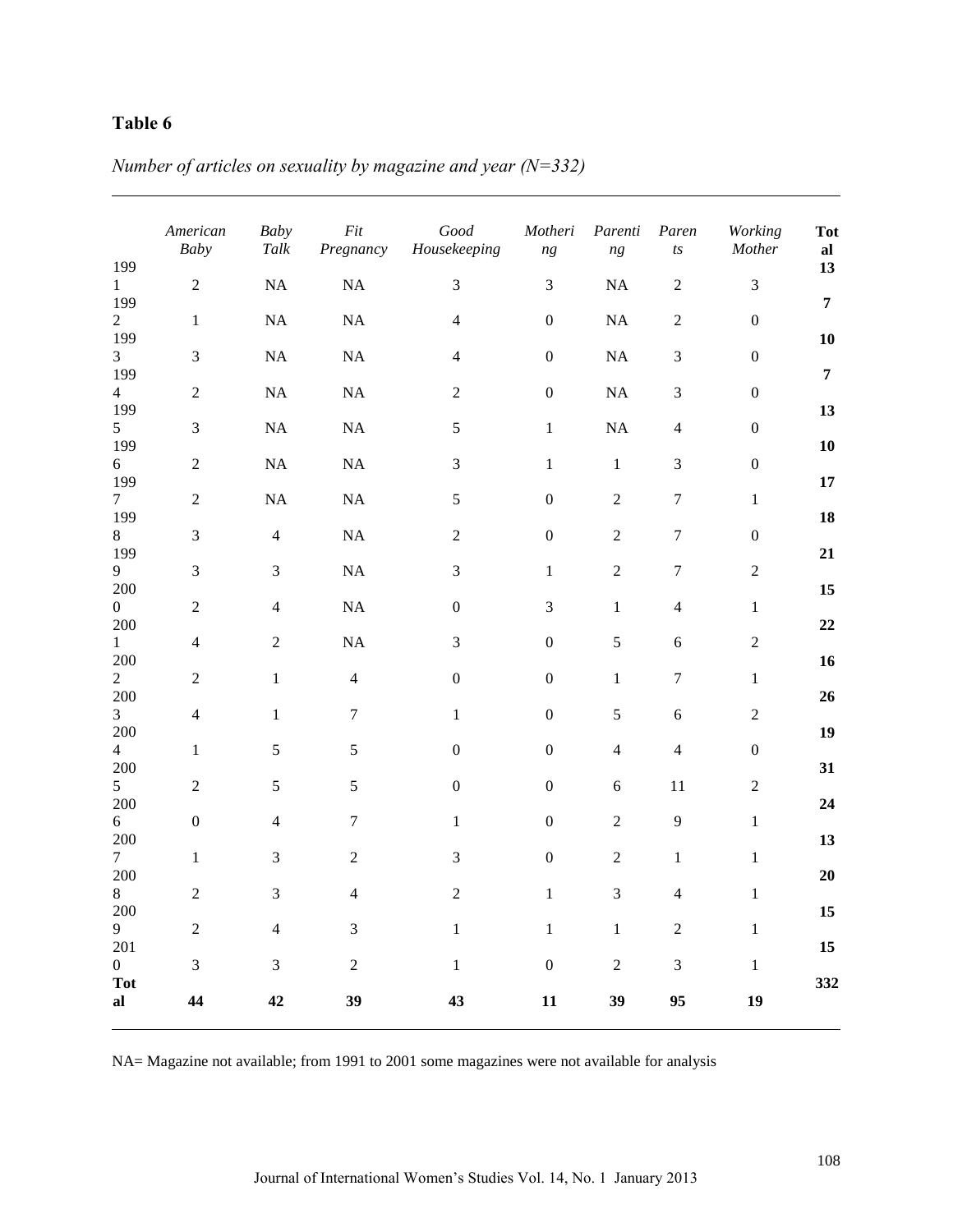**Table 6**

*Number of articles on sexuality by magazine and year (N=332)*

| | *American Baby* | *Baby Talk* | *Fit Pregnancy* | *Good Housekeeping* | *Mothering* | *Parenting* | *Parents* | *Working Mother* | **Total** |
|---|---|---|---|---|---|---|---|---|---|
| 1991 | 2 | NA | NA | 3 | 3 | NA | 2 | 3 | **13** |
| 1992 | 1 | NA | NA | 4 | 0 | NA | 2 | 0 | **7** |
| 1993 | 3 | NA | NA | 4 | 0 | NA | 3 | 0 | **10** |
| 1994 | 2 | NA | NA | 2 | 0 | NA | 3 | 0 | **7** |
| 1995 | 3 | NA | NA | 5 | 1 | NA | 4 | 0 | **13** |
| 1996 | 2 | NA | NA | 3 | 1 | 1 | 3 | 0 | **10** |
| 1997 | 2 | NA | NA | 5 | 0 | 2 | 7 | 1 | **17** |
| 1998 | 3 | 4 | NA | 2 | 0 | 2 | 7 | 0 | **18** |
| 1999 | 3 | 3 | NA | 3 | 1 | 2 | 7 | 2 | **21** |
| 2000 | 2 | 4 | NA | 0 | 3 | 1 | 4 | 1 | **15** |
| 2001 | 4 | 2 | NA | 3 | 0 | 5 | 6 | 2 | **22** |
| 2002 | 2 | 1 | 4 | 0 | 0 | 1 | 7 | 1 | **16** |
| 2003 | 4 | 1 | 7 | 1 | 0 | 5 | 6 | 2 | **26** |
| 2004 | 1 | 5 | 5 | 0 | 0 | 4 | 4 | 0 | **19** |
| 2005 | 2 | 5 | 5 | 0 | 0 | 6 | 11 | 2 | **31** |
| 2006 | 0 | 4 | 7 | 1 | 0 | 2 | 9 | 1 | **24** |
| 2007 | 1 | 3 | 2 | 3 | 0 | 2 | 1 | 1 | **13** |
| 2008 | 2 | 3 | 4 | 2 | 1 | 3 | 4 | 1 | **20** |
| 2009 | 2 | 4 | 3 | 1 | 1 | 1 | 2 | 1 | **15** |
| 2010 | 3 | 3 | 2 | 1 | 0 | 2 | 3 | 1 | **15** |
| **Total** | **44** | **42** | **39** | **43** | **11** | **39** | **95** | **19** | **332** |

NA= Magazine not available; from 1991 to 2001 some magazines were not available for analysis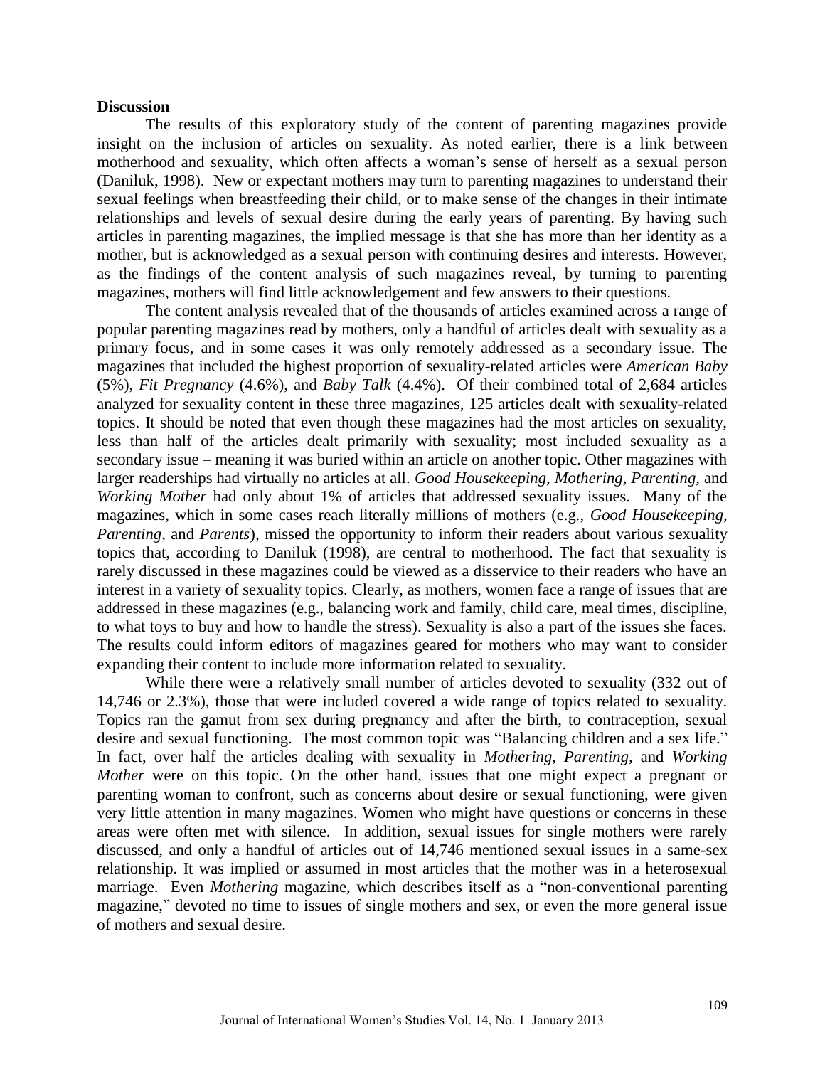**Discussion**

The results of this exploratory study of the content of parenting magazines provide insight on the inclusion of articles on sexuality. As noted earlier, there is a link between motherhood and sexuality, which often affects a woman's sense of herself as a sexual person (Daniluk, 1998). New or expectant mothers may turn to parenting magazines to understand their sexual feelings when breastfeeding their child, or to make sense of the changes in their intimate relationships and levels of sexual desire during the early years of parenting. By having such articles in parenting magazines, the implied message is that she has more than her identity as a mother, but is acknowledged as a sexual person with continuing desires and interests. However, as the findings of the content analysis of such magazines reveal, by turning to parenting magazines, mothers will find little acknowledgement and few answers to their questions.

The content analysis revealed that of the thousands of articles examined across a range of popular parenting magazines read by mothers, only a handful of articles dealt with sexuality as a primary focus, and in some cases it was only remotely addressed as a secondary issue. The magazines that included the highest proportion of sexuality-related articles were *American Baby* (5%), *Fit Pregnancy* (4.6%), and *Baby Talk* (4.4%). Of their combined total of 2,684 articles analyzed for sexuality content in these three magazines, 125 articles dealt with sexuality-related topics. It should be noted that even though these magazines had the most articles on sexuality, less than half of the articles dealt primarily with sexuality; most included sexuality as a secondary issue – meaning it was buried within an article on another topic. Other magazines with larger readerships had virtually no articles at all. *Good Housekeeping, Mothering, Parenting,* and *Working Mother* had only about 1% of articles that addressed sexuality issues. Many of the magazines, which in some cases reach literally millions of mothers (e.g., *Good Housekeeping*, *Parenting*, and *Parents*), missed the opportunity to inform their readers about various sexuality topics that, according to Daniluk (1998), are central to motherhood. The fact that sexuality is rarely discussed in these magazines could be viewed as a disservice to their readers who have an interest in a variety of sexuality topics. Clearly, as mothers, women face a range of issues that are addressed in these magazines (e.g., balancing work and family, child care, meal times, discipline, to what toys to buy and how to handle the stress). Sexuality is also a part of the issues she faces. The results could inform editors of magazines geared for mothers who may want to consider expanding their content to include more information related to sexuality.

While there were a relatively small number of articles devoted to sexuality (332 out of 14,746 or 2.3%), those that were included covered a wide range of topics related to sexuality. Topics ran the gamut from sex during pregnancy and after the birth, to contraception, sexual desire and sexual functioning. The most common topic was "Balancing children and a sex life." In fact, over half the articles dealing with sexuality in *Mothering, Parenting,* and *Working Mother* were on this topic. On the other hand, issues that one might expect a pregnant or parenting woman to confront, such as concerns about desire or sexual functioning, were given very little attention in many magazines. Women who might have questions or concerns in these areas were often met with silence. In addition, sexual issues for single mothers were rarely discussed, and only a handful of articles out of 14,746 mentioned sexual issues in a same-sex relationship. It was implied or assumed in most articles that the mother was in a heterosexual marriage. Even *Mothering* magazine, which describes itself as a "non-conventional parenting magazine," devoted no time to issues of single mothers and sex, or even the more general issue of mothers and sexual desire.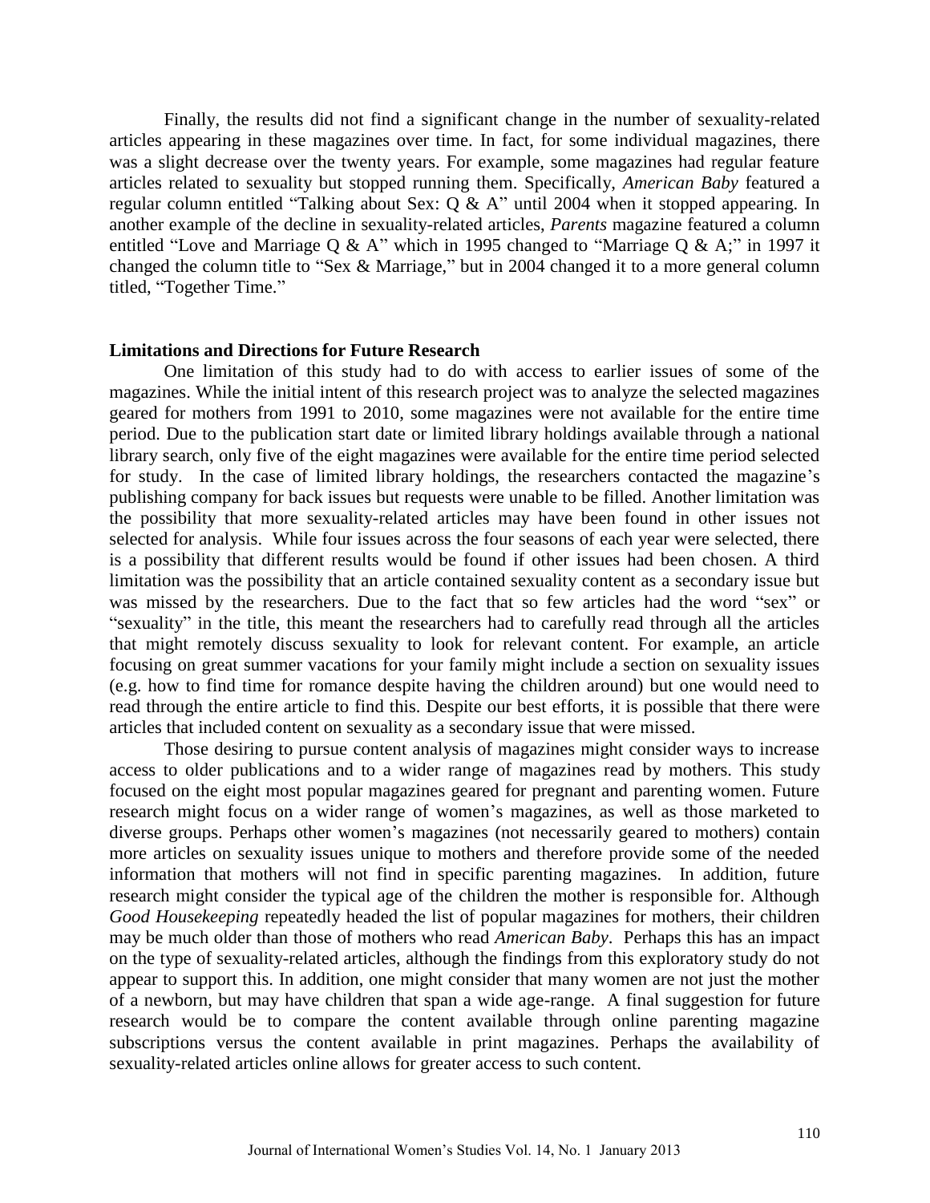Finally, the results did not find a significant change in the number of sexuality-related articles appearing in these magazines over time. In fact, for some individual magazines, there was a slight decrease over the twenty years. For example, some magazines had regular feature articles related to sexuality but stopped running them. Specifically, *American Baby* featured a regular column entitled "Talking about Sex: Q & A" until 2004 when it stopped appearing. In another example of the decline in sexuality-related articles, *Parents* magazine featured a column entitled "Love and Marriage Q & A" which in 1995 changed to "Marriage Q & A;" in 1997 it changed the column title to "Sex & Marriage," but in 2004 changed it to a more general column titled, "Together Time."

**Limitations and Directions for Future Research**

One limitation of this study had to do with access to earlier issues of some of the magazines. While the initial intent of this research project was to analyze the selected magazines geared for mothers from 1991 to 2010, some magazines were not available for the entire time period. Due to the publication start date or limited library holdings available through a national library search, only five of the eight magazines were available for the entire time period selected for study. In the case of limited library holdings, the researchers contacted the magazine's publishing company for back issues but requests were unable to be filled. Another limitation was the possibility that more sexuality-related articles may have been found in other issues not selected for analysis. While four issues across the four seasons of each year were selected, there is a possibility that different results would be found if other issues had been chosen. A third limitation was the possibility that an article contained sexuality content as a secondary issue but was missed by the researchers. Due to the fact that so few articles had the word "sex" or "sexuality" in the title, this meant the researchers had to carefully read through all the articles that might remotely discuss sexuality to look for relevant content. For example, an article focusing on great summer vacations for your family might include a section on sexuality issues (e.g. how to find time for romance despite having the children around) but one would need to read through the entire article to find this. Despite our best efforts, it is possible that there were articles that included content on sexuality as a secondary issue that were missed.

Those desiring to pursue content analysis of magazines might consider ways to increase access to older publications and to a wider range of magazines read by mothers. This study focused on the eight most popular magazines geared for pregnant and parenting women. Future research might focus on a wider range of women's magazines, as well as those marketed to diverse groups. Perhaps other women's magazines (not necessarily geared to mothers) contain more articles on sexuality issues unique to mothers and therefore provide some of the needed information that mothers will not find in specific parenting magazines. In addition, future research might consider the typical age of the children the mother is responsible for. Although *Good Housekeeping* repeatedly headed the list of popular magazines for mothers, their children may be much older than those of mothers who read *American Baby*. Perhaps this has an impact on the type of sexuality-related articles, although the findings from this exploratory study do not appear to support this. In addition, one might consider that many women are not just the mother of a newborn, but may have children that span a wide age-range. A final suggestion for future research would be to compare the content available through online parenting magazine subscriptions versus the content available in print magazines. Perhaps the availability of sexuality-related articles online allows for greater access to such content.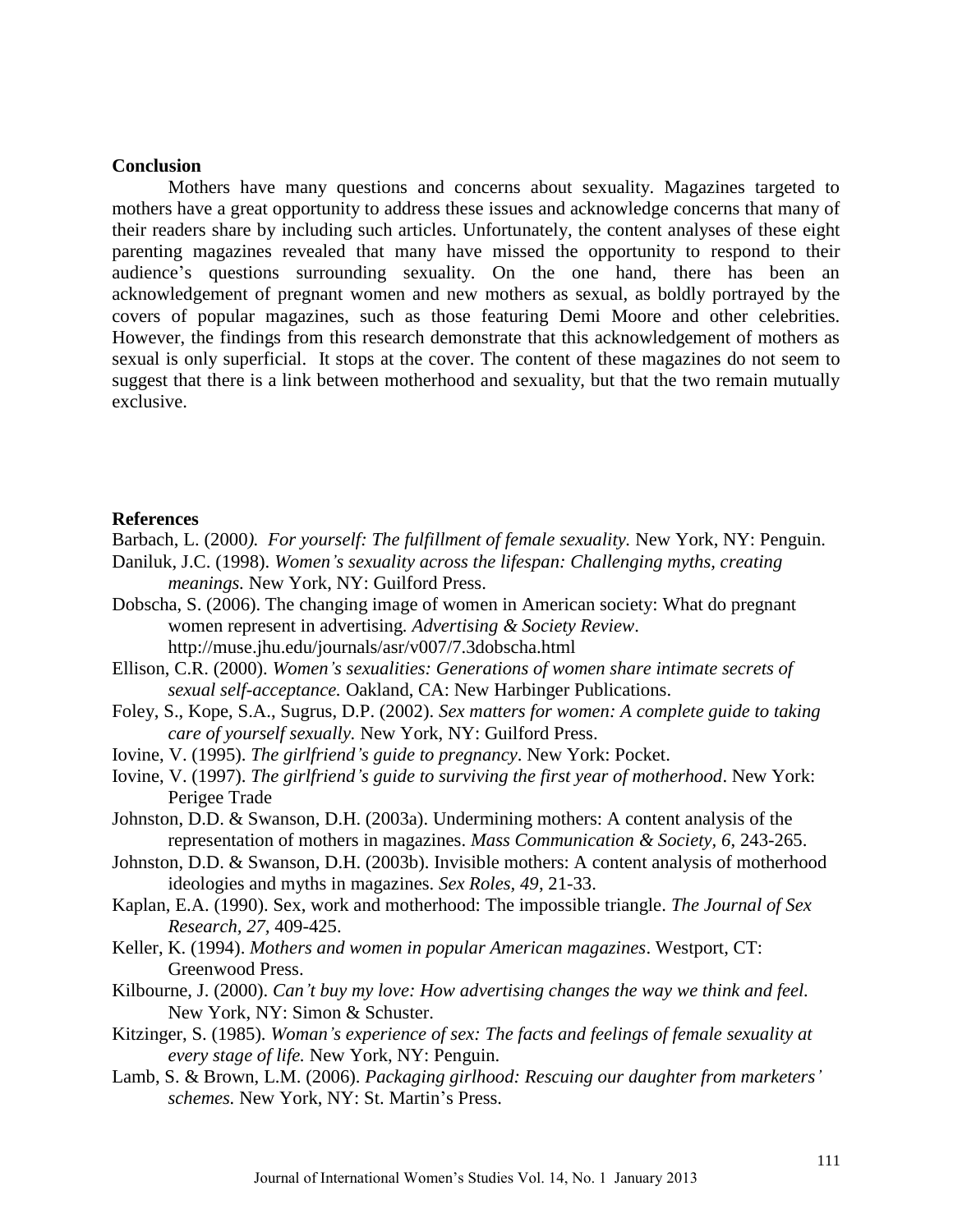## Conclusion

Mothers have many questions and concerns about sexuality. Magazines targeted to mothers have a great opportunity to address these issues and acknowledge concerns that many of their readers share by including such articles. Unfortunately, the content analyses of these eight parenting magazines revealed that many have missed the opportunity to respond to their audience's questions surrounding sexuality. On the one hand, there has been an acknowledgement of pregnant women and new mothers as sexual, as boldly portrayed by the covers of popular magazines, such as those featuring Demi Moore and other celebrities. However, the findings from this research demonstrate that this acknowledgement of mothers as sexual is only superficial. It stops at the cover. The content of these magazines do not seem to suggest that there is a link between motherhood and sexuality, but that the two remain mutually exclusive.

## References

Barbach, L. (2000*). For yourself: The fulfillment of female sexuality.* New York, NY: Penguin.

Daniluk, J.C. (1998). *Women's sexuality across the lifespan: Challenging myths, creating meanings.* New York, NY: Guilford Press.

Dobscha, S. (2006). The changing image of women in American society: What do pregnant women represent in advertising. *Advertising & Society Review*. http://muse.jhu.edu/journals/asr/v007/7.3dobscha.html

Ellison, C.R. (2000). *Women's sexualities: Generations of women share intimate secrets of sexual self-acceptance.* Oakland, CA: New Harbinger Publications.

Foley, S., Kope, S.A., Sugrus, D.P. (2002). *Sex matters for women: A complete guide to taking care of yourself sexually.* New York, NY: Guilford Press.

Iovine, V. (1995). *The girlfriend's guide to pregnancy*. New York: Pocket.

Iovine, V. (1997). *The girlfriend's guide to surviving the first year of motherhood*. New York: Perigee Trade

Johnston, D.D. & Swanson, D.H. (2003a). Undermining mothers: A content analysis of the representation of mothers in magazines. *Mass Communication & Society*, *6*, 243-265.

Johnston, D.D. & Swanson, D.H. (2003b). Invisible mothers: A content analysis of motherhood ideologies and myths in magazines. *Sex Roles, 49*, 21-33.

Kaplan, E.A. (1990). Sex, work and motherhood: The impossible triangle. *The Journal of Sex Research*, *27*, 409-425.

Keller, K. (1994). *Mothers and women in popular American magazines*. Westport, CT: Greenwood Press.

Kilbourne, J. (2000). *Can't buy my love: How advertising changes the way we think and feel.* New York, NY: Simon & Schuster.

Kitzinger, S. (1985). *Woman's experience of sex: The facts and feelings of female sexuality at every stage of life.* New York, NY: Penguin.

Lamb, S. & Brown, L.M. (2006). *Packaging girlhood: Rescuing our daughter from marketers' schemes.* New York, NY: St. Martin's Press.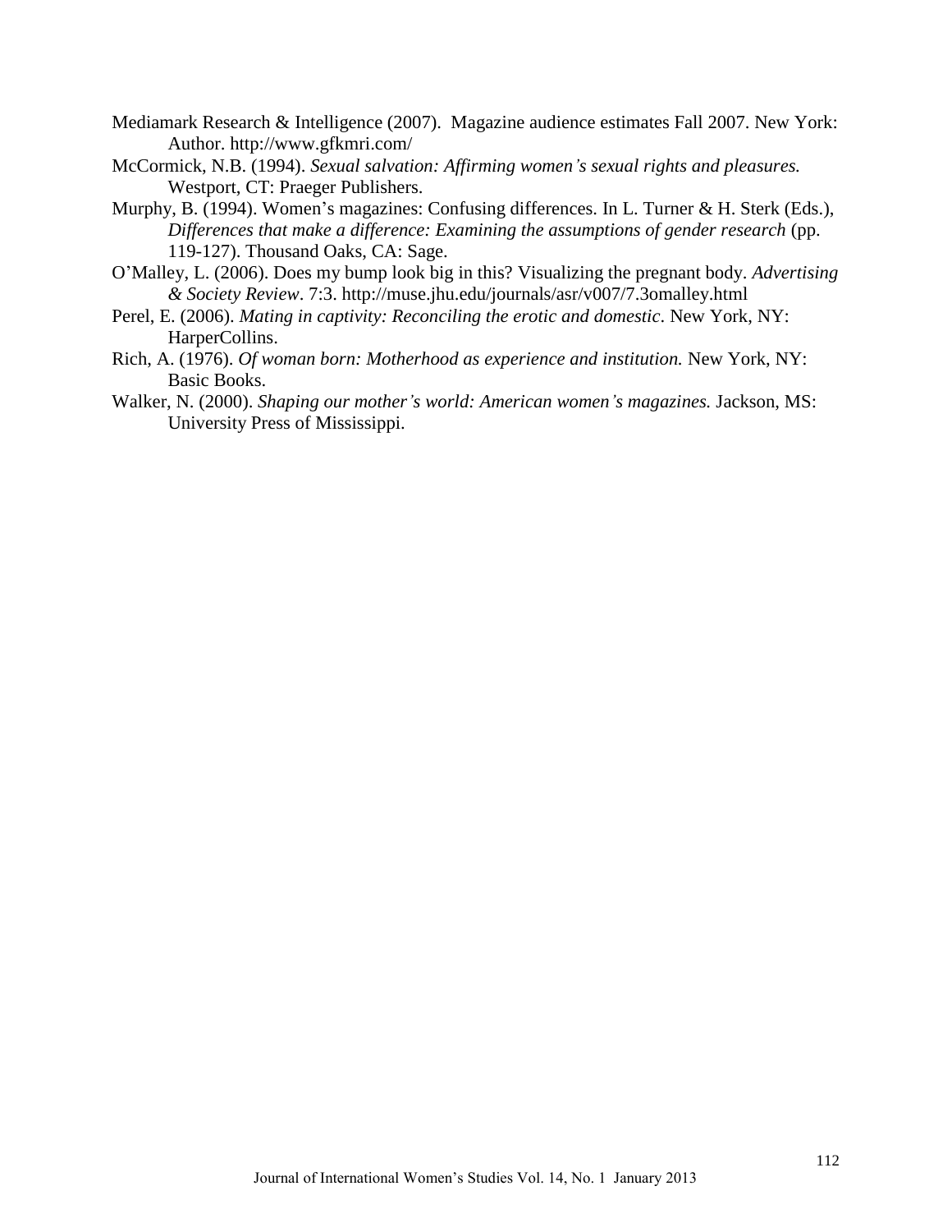Mediamark Research & Intelligence (2007). Magazine audience estimates Fall 2007. New York: Author. http://www.gfkmri.com/

McCormick, N.B. (1994). *Sexual salvation: Affirming women's sexual rights and pleasures.* Westport, CT: Praeger Publishers.

Murphy, B. (1994). Women's magazines: Confusing differences. In L. Turner & H. Sterk (Eds.), *Differences that make a difference: Examining the assumptions of gender research* (pp. 119-127). Thousand Oaks, CA: Sage.

O'Malley, L. (2006). Does my bump look big in this? Visualizing the pregnant body. *Advertising & Society Review*. 7:3. http://muse.jhu.edu/journals/asr/v007/7.3omalley.html

Perel, E. (2006). *Mating in captivity: Reconciling the erotic and domestic*. New York, NY: HarperCollins.

Rich, A. (1976). *Of woman born: Motherhood as experience and institution.* New York, NY: Basic Books.

Walker, N. (2000). *Shaping our mother's world: American women's magazines.* Jackson, MS: University Press of Mississippi.